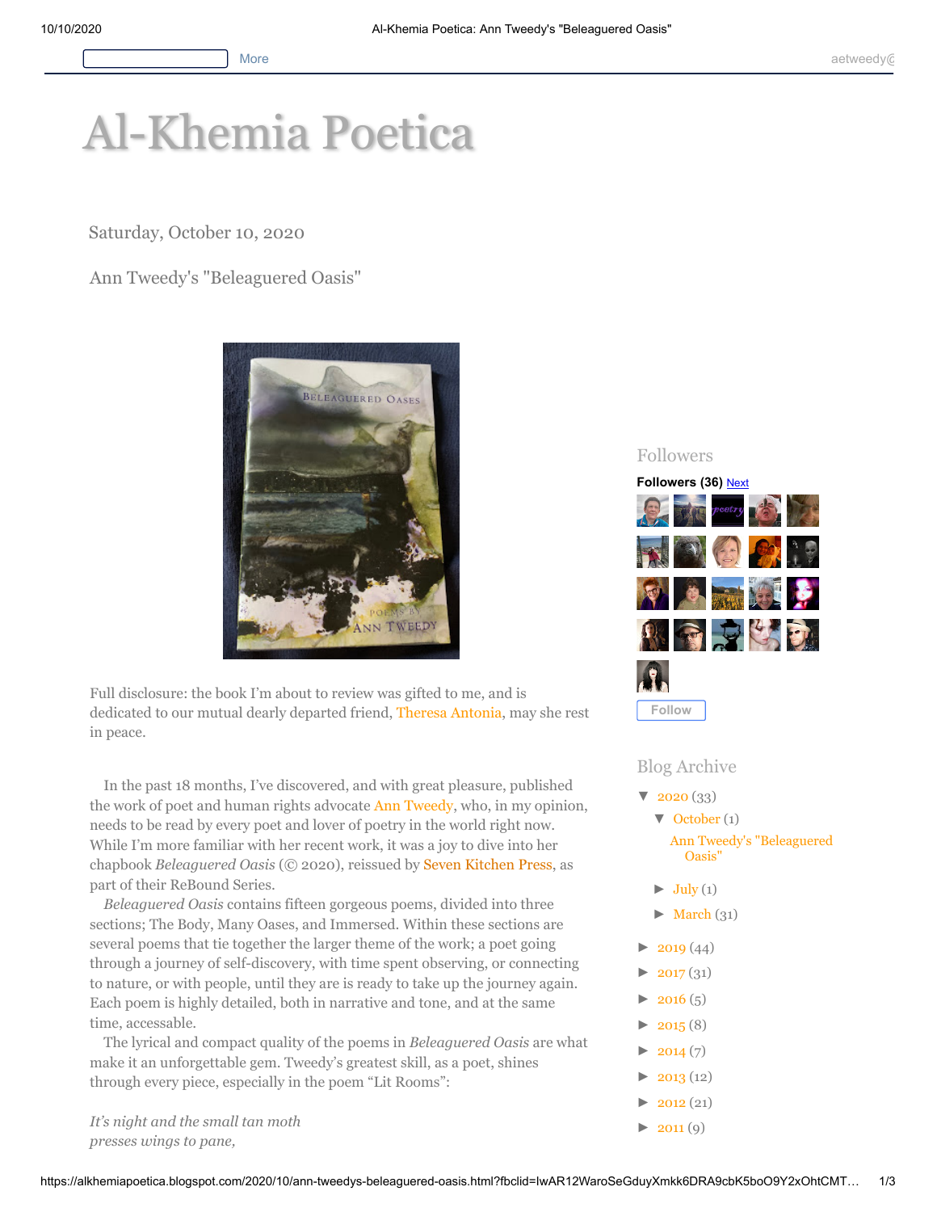# Al-Khemia Poetica

Saturday, October 10, 2020

## Ann Tweedy's "Beleaguered Oasis"

Full disclosure: the book I'm about to review was gifted to me, and is dedicated to our mutual dearly departed friend, Theresa Antonia, may she rest in peace.

In the past 18 months, I've discovered, and with great pleasure, published the work of poet and human rights advocate Ann Tweedy, who, in my opinion, needs to be read by every poet and lover of poetry in the world right now. While I'm more familiar with her recent work, it was a joy to dive into her chapbook *Beleaguered Oasis* (© 2020), reissued by Seven Kitchen Press, as part of their ReBound Series.

*Beleaguered Oasis* contains fifteen gorgeous poems, divided into three sections; The Body, Many Oases, and Immersed. Within these sections are several poems that tie together the larger theme of the work; a poet going through a journey of self-discovery, with time spent observing, or connecting to nature, or with people, until they are is ready to take up the journey again. Each poem is highly detailed, both in narrative and tone, and at the same time, accessable.

The lyrical and compact quality of the poems in *Beleaguered Oasis* are what make it an unforgettable gem. Tweedy's greatest skill, as a poet, shines through every piece, especially in the poem "Lit Rooms":

*It's night and the small tan moth*
*presses wings to pane,*

Followers

Followers (36) Next

Follow

Blog Archive

- ▼ 2020 (33)
  - ▼ October (1)
    - Ann Tweedy's "Beleaguered Oasis"
  - ► July (1)
  - ► March (31)
- ► 2019 (44)
- ► 2017 (31)
- ► 2016 (5)
- ► 2015 (8)
- ► 2014 (7)
- ► 2013 (12)
- ► 2012 (21)
- ► 2011 (9)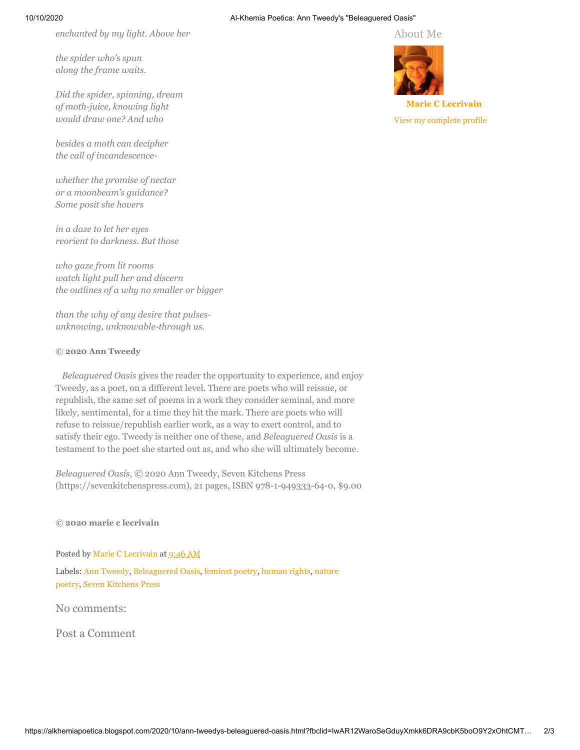*enchanted by my light. Above her*

*the spider who's spun*
*along the frame waits.*

*Did the spider, spinning, dream*
*of moth-juice, knowing light*
*would draw one? And who*

*besides a moth can decipher*
*the call of incandescence-*

*whether the promise of nectar*
*or a moonbeam's guidance?*
*Some posit she hovers*

*in a daze to let her eyes*
*reorient to darkness. But those*

*who gaze from lit rooms*
*watch light pull her and discern*
*the outlines of a why no smaller or bigger*

*than the why of any desire that pulses-*
*unknowing, unknowable-through us.*

**© 2020 Ann Tweedy**

*Beleaguered Oasis* gives the reader the opportunity to experience, and enjoy Tweedy, as a poet, on a different level. There are poets who will reissue, or republish, the same set of poems in a work they consider seminal, and more likely, sentimental, for a time they hit the mark. There are poets who will refuse to reissue/republish earlier work, as a way to exert control, and to satisfy their ego. Tweedy is neither one of these, and *Beleaguered Oasis* is a testament to the poet she started out as, and who she will ultimately become.

*Beleaguered Oasis,* © 2020 Ann Tweedy, Seven Kitchens Press (https://sevenkitchenspress.com), 21 pages, ISBN 978-1-949333-64-0, $9.00

**© 2020 marie c lecrivain**

Posted by Marie C Lecrivain at 9:46 AM

Labels: Ann Tweedy, Beleaguered Oasis, feminst poetry, human rights, nature poetry, Seven Kitchens Press

No comments:

Post a Comment

About Me

**Marie C Lecrivain**

View my complete profile